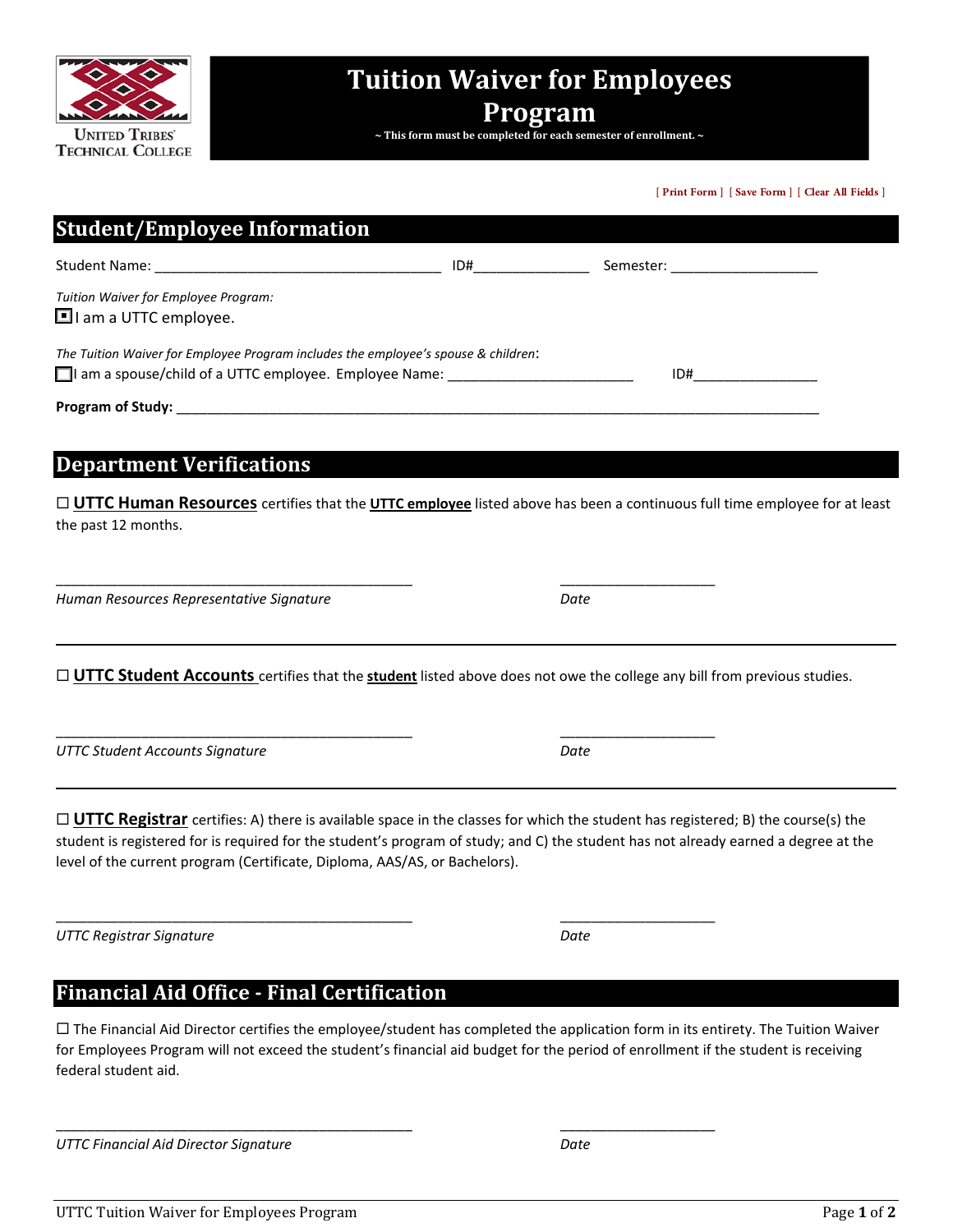UNITED TRIBES TECHNICAL COLLEGE

# Tuition Waiver for Employees Program

~ This form must be completed for each semester of enrollment. ~

[ Print Form ] [ Save Form ] [ Clear All Fields ]

## Student/Employee Information

Student Name: ____________________________________ ID#_______________ Semester: ___________________

*Tuition Waiver for Employee Program:*

☒ I am a UTTC employee.

*The Tuition Waiver for Employee Program includes the employee's spouse & children*:

☐ I am a spouse/child of a UTTC employee. Employee Name: ________________________ ID#________________

**Program of Study:** ____________________________________________________________________________________

## Department Verifications

☐ **UTTC Human Resources** certifies that the **UTTC employee** listed above has been a continuous full time employee for at least the past 12 months.

_______________________________________________ _____________________

*Human Resources Representative Signature* *Date*

---

☐ **UTTC Student Accounts** certifies that the **student** listed above does not owe the college any bill from previous studies.

_______________________________________________ _____________________

*UTTC Student Accounts Signature* *Date*

---

☐ **UTTC Registrar** certifies: A) there is available space in the classes for which the student has registered; B) the course(s) the student is registered for is required for the student's program of study; and C) the student has not already earned a degree at the level of the current program (Certificate, Diploma, AAS/AS, or Bachelors).

_______________________________________________ _____________________

*UTTC Registrar Signature* *Date*

## Financial Aid Office - Final Certification

☐ The Financial Aid Director certifies the employee/student has completed the application form in its entirety. The Tuition Waiver for Employees Program will not exceed the student's financial aid budget for the period of enrollment if the student is receiving federal student aid.

_______________________________________________ _____________________

*UTTC Financial Aid Director Signature* *Date*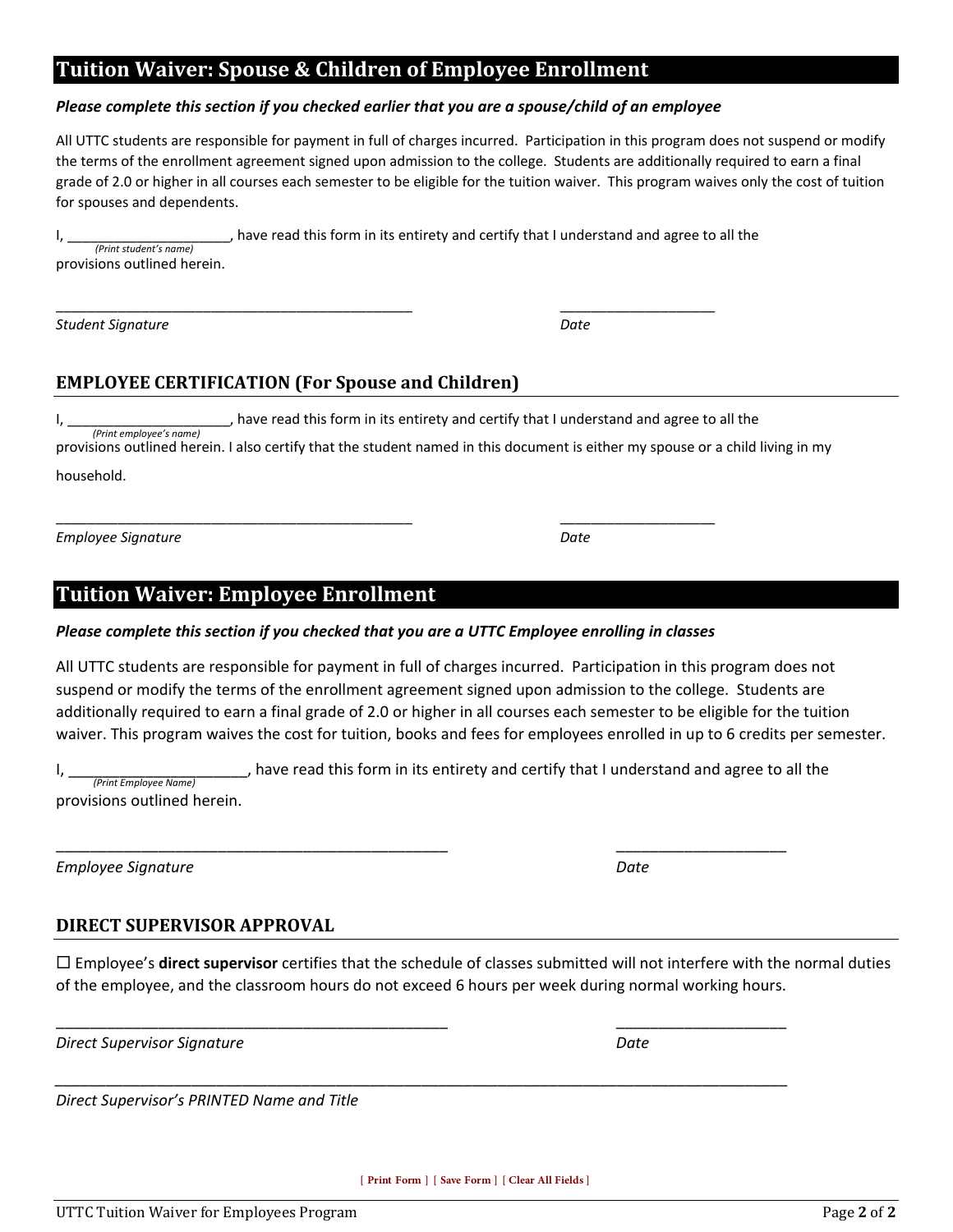# Tuition Waiver: Spouse & Children of Employee Enrollment

***Please complete this section if you checked earlier that you are a spouse/child of an employee***

All UTTC students are responsible for payment in full of charges incurred. Participation in this program does not suspend or modify the terms of the enrollment agreement signed upon admission to the college. Students are additionally required to earn a final grade of 2.0 or higher in all courses each semester to be eligible for the tuition waiver. This program waives only the cost of tuition for spouses and dependents.

I, _____________________, have read this form in its entirety and certify that I understand and agree to all the provisions outlined herein.
*(Print student's name)*

_______________________________________________ ____________________

*Student Signature* *Date*

## EMPLOYEE CERTIFICATION (For Spouse and Children)

I, _____________________, have read this form in its entirety and certify that I understand and agree to all the provisions outlined herein. I also certify that the student named in this document is either my spouse or a child living in my household.
*(Print employee's name)*

_______________________________________________ ____________________

*Employee Signature* *Date*

# Tuition Waiver: Employee Enrollment

***Please complete this section if you checked that you are a UTTC Employee enrolling in classes***

All UTTC students are responsible for payment in full of charges incurred. Participation in this program does not suspend or modify the terms of the enrollment agreement signed upon admission to the college. Students are additionally required to earn a final grade of 2.0 or higher in all courses each semester to be eligible for the tuition waiver. This program waives the cost for tuition, books and fees for employees enrolled in up to 6 credits per semester.

I, _____________________, have read this form in its entirety and certify that I understand and agree to all the provisions outlined herein.
*(Print Employee Name)*

_______________________________________________ ____________________

*Employee Signature* *Date*

## DIRECT SUPERVISOR APPROVAL

☐ Employee's **direct supervisor** certifies that the schedule of classes submitted will not interfere with the normal duties of the employee, and the classroom hours do not exceed 6 hours per week during normal working hours.

_______________________________________________ ____________________

*Direct Supervisor Signature* *Date*

__________________________________________________________________________________________

*Direct Supervisor's PRINTED Name and Title*

[ Print Form ] [ Save Form ] [ Clear All Fields ]